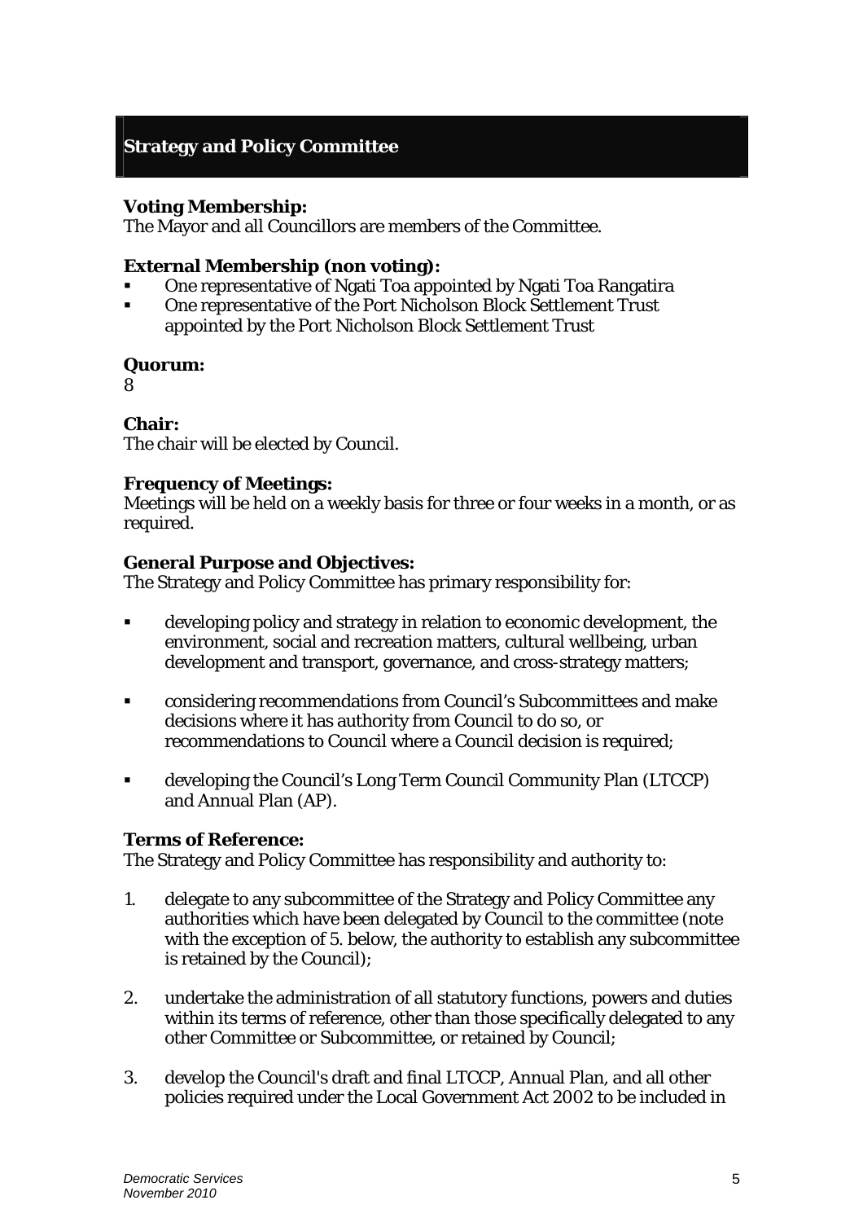## Strategy and Policy Committee

**Voting Membership:**
The Mayor and all Councillors are members of the Committee.

**External Membership (non voting):**

- One representative of Ngati Toa appointed by Ngati Toa Rangatira
- One representative of the Port Nicholson Block Settlement Trust appointed by the Port Nicholson Block Settlement Trust

**Quorum:**
8

**Chair:**
The chair will be elected by Council.

**Frequency of Meetings:**
Meetings will be held on a weekly basis for three or four weeks in a month, or as required.

**General Purpose and Objectives:**
The Strategy and Policy Committee has primary responsibility for:

- developing policy and strategy in relation to economic development, the environment, social and recreation matters, cultural wellbeing, urban development and transport, governance, and cross-strategy matters;
- considering recommendations from Council's Subcommittees and make decisions where it has authority from Council to do so, or recommendations to Council where a Council decision is required;
- developing the Council's Long Term Council Community Plan (LTCCP) and Annual Plan (AP).

**Terms of Reference:**
The Strategy and Policy Committee has responsibility and authority to:

1. delegate to any subcommittee of the Strategy and Policy Committee any authorities which have been delegated by Council to the committee (note with the exception of 5. below, the authority to establish any subcommittee is retained by the Council);
2. undertake the administration of all statutory functions, powers and duties within its terms of reference, other than those specifically delegated to any other Committee or Subcommittee, or retained by Council;
3. develop the Council's draft and final LTCCP, Annual Plan, and all other policies required under the Local Government Act 2002 to be included in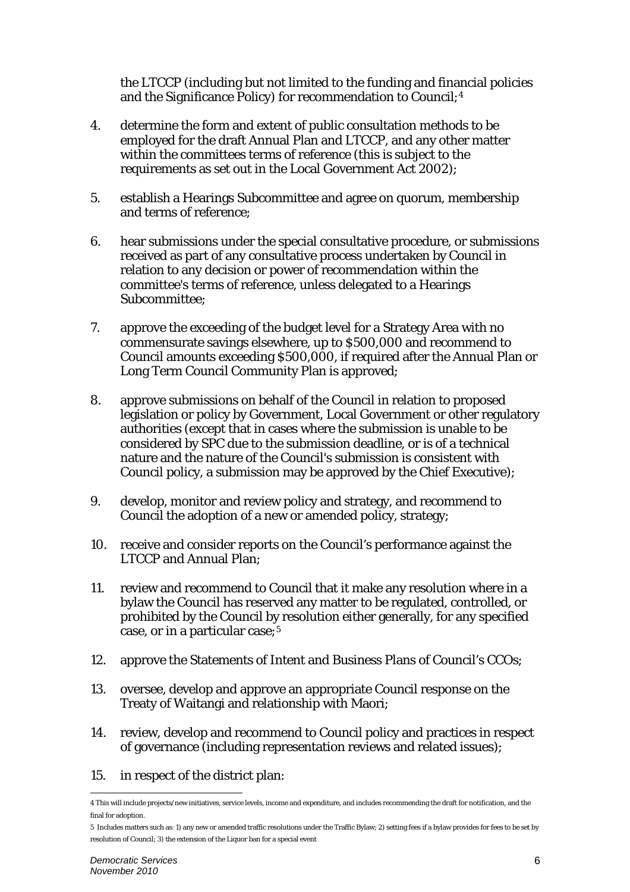the LTCCP (including but not limited to the funding and financial policies and the Significance Policy) for recommendation to Council;[4]

4. determine the form and extent of public consultation methods to be employed for the draft Annual Plan and LTCCP, and any other matter within the committees terms of reference (this is subject to the requirements as set out in the Local Government Act 2002);

5. establish a Hearings Subcommittee and agree on quorum, membership and terms of reference;

6. hear submissions under the special consultative procedure, or submissions received as part of any consultative process undertaken by Council in relation to any decision or power of recommendation within the committee's terms of reference, unless delegated to a Hearings Subcommittee;

7. approve the exceeding of the budget level for a Strategy Area with no commensurate savings elsewhere, up to $500,000 and recommend to Council amounts exceeding $500,000, if required after the Annual Plan or Long Term Council Community Plan is approved;

8. approve submissions on behalf of the Council in relation to proposed legislation or policy by Government, Local Government or other regulatory authorities (except that in cases where the submission is unable to be considered by SPC due to the submission deadline, or is of a technical nature and the nature of the Council's submission is consistent with Council policy, a submission may be approved by the Chief Executive);

9. develop, monitor and review policy and strategy, and recommend to Council the adoption of a new or amended policy, strategy;

10. receive and consider reports on the Council's performance against the LTCCP and Annual Plan;

11. review and recommend to Council that it make any resolution where in a bylaw the Council has reserved any matter to be regulated, controlled, or prohibited by the Council by resolution either generally, for any specified case, or in a particular case;[5]

12. approve the Statements of Intent and Business Plans of Council's CCOs;

13. oversee, develop and approve an appropriate Council response on the Treaty of Waitangi and relationship with Maori;

14. review, develop and recommend to Council policy and practices in respect of governance (including representation reviews and related issues);

15. in respect of the district plan:

---

4 This will include projects/new initiatives, service levels, income and expenditure, and includes recommending the draft for notification, and the final for adoption.

5 Includes matters such as: 1) any new or amended traffic resolutions under the Traffic Bylaw; 2) setting fees if a bylaw provides for fees to be set by resolution of Council; 3) the extension of the Liquor ban for a special event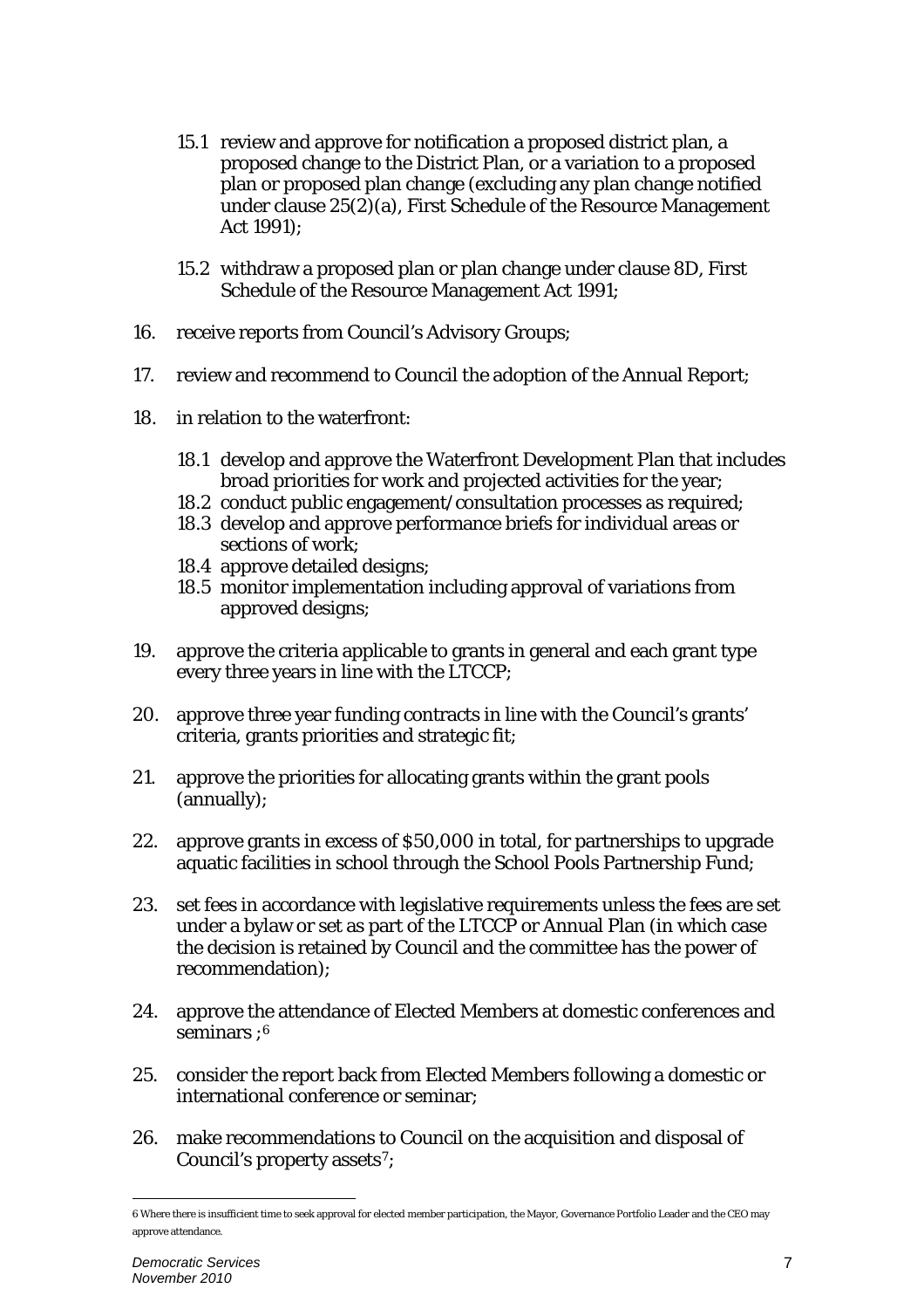15.1 review and approve for notification a proposed district plan, a proposed change to the District Plan, or a variation to a proposed plan or proposed plan change (excluding any plan change notified under clause 25(2)(a), First Schedule of the Resource Management Act 1991);

15.2 withdraw a proposed plan or plan change under clause 8D, First Schedule of the Resource Management Act 1991;

16. receive reports from Council's Advisory Groups;

17. review and recommend to Council the adoption of the Annual Report;

18. in relation to the waterfront:

    18.1 develop and approve the Waterfront Development Plan that includes broad priorities for work and projected activities for the year;
    18.2 conduct public engagement/consultation processes as required;
    18.3 develop and approve performance briefs for individual areas or sections of work;
    18.4 approve detailed designs;
    18.5 monitor implementation including approval of variations from approved designs;

19. approve the criteria applicable to grants in general and each grant type every three years in line with the LTCCP;

20. approve three year funding contracts in line with the Council's grants' criteria, grants priorities and strategic fit;

21. approve the priorities for allocating grants within the grant pools (annually);

22. approve grants in excess of $50,000 in total, for partnerships to upgrade aquatic facilities in school through the School Pools Partnership Fund;

23. set fees in accordance with legislative requirements unless the fees are set under a bylaw or set as part of the LTCCP or Annual Plan (in which case the decision is retained by Council and the committee has the power of recommendation);

24. approve the attendance of Elected Members at domestic conferences and seminars ;[6]

25. consider the report back from Elected Members following a domestic or international conference or seminar;

26. make recommendations to Council on the acquisition and disposal of Council's property assets[7];

---

6 Where there is insufficient time to seek approval for elected member participation, the Mayor, Governance Portfolio Leader and the CEO may approve attendance.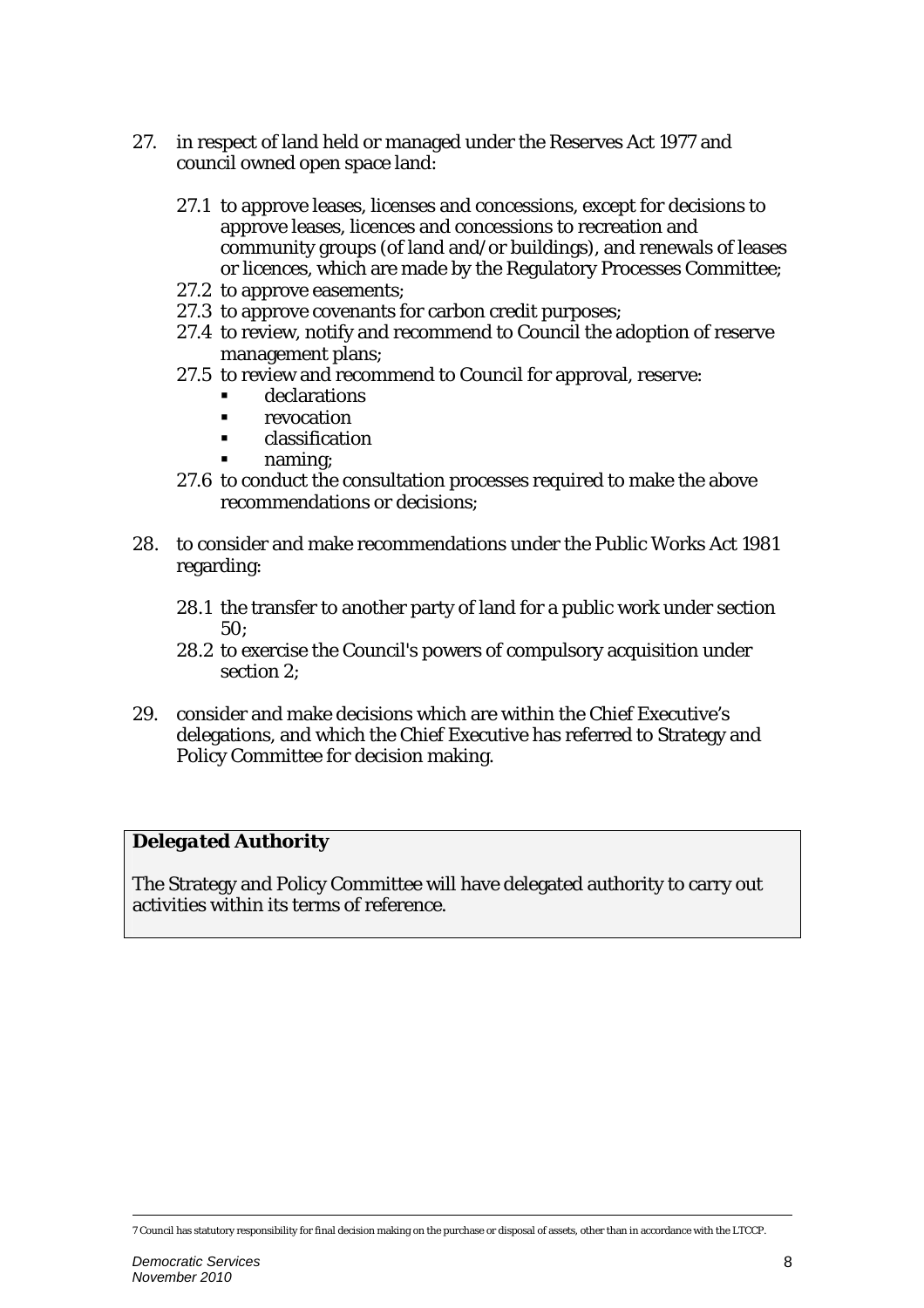27. in respect of land held or managed under the Reserves Act 1977 and council owned open space land:

    27.1 to approve leases, licenses and concessions, except for decisions to approve leases, licences and concessions to recreation and community groups (of land and/or buildings), and renewals of leases or licences, which are made by the Regulatory Processes Committee;

    27.2 to approve easements;

    27.3 to approve covenants for carbon credit purposes;

    27.4 to review, notify and recommend to Council the adoption of reserve management plans;

    27.5 to review and recommend to Council for approval, reserve:
    - declarations
    - revocation
    - classification
    - naming;

    27.6 to conduct the consultation processes required to make the above recommendations or decisions;

28. to consider and make recommendations under the Public Works Act 1981 regarding:

    28.1 the transfer to another party of land for a public work under section 50;

    28.2 to exercise the Council's powers of compulsory acquisition under section 2;

29. consider and make decisions which are within the Chief Executive's delegations, and which the Chief Executive has referred to Strategy and Policy Committee for decision making.

***Delegated Authority***

The Strategy and Policy Committee will have delegated authority to carry out activities within its terms of reference.

---

7 Council has statutory responsibility for final decision making on the purchase or disposal of assets, other than in accordance with the LTCCP.